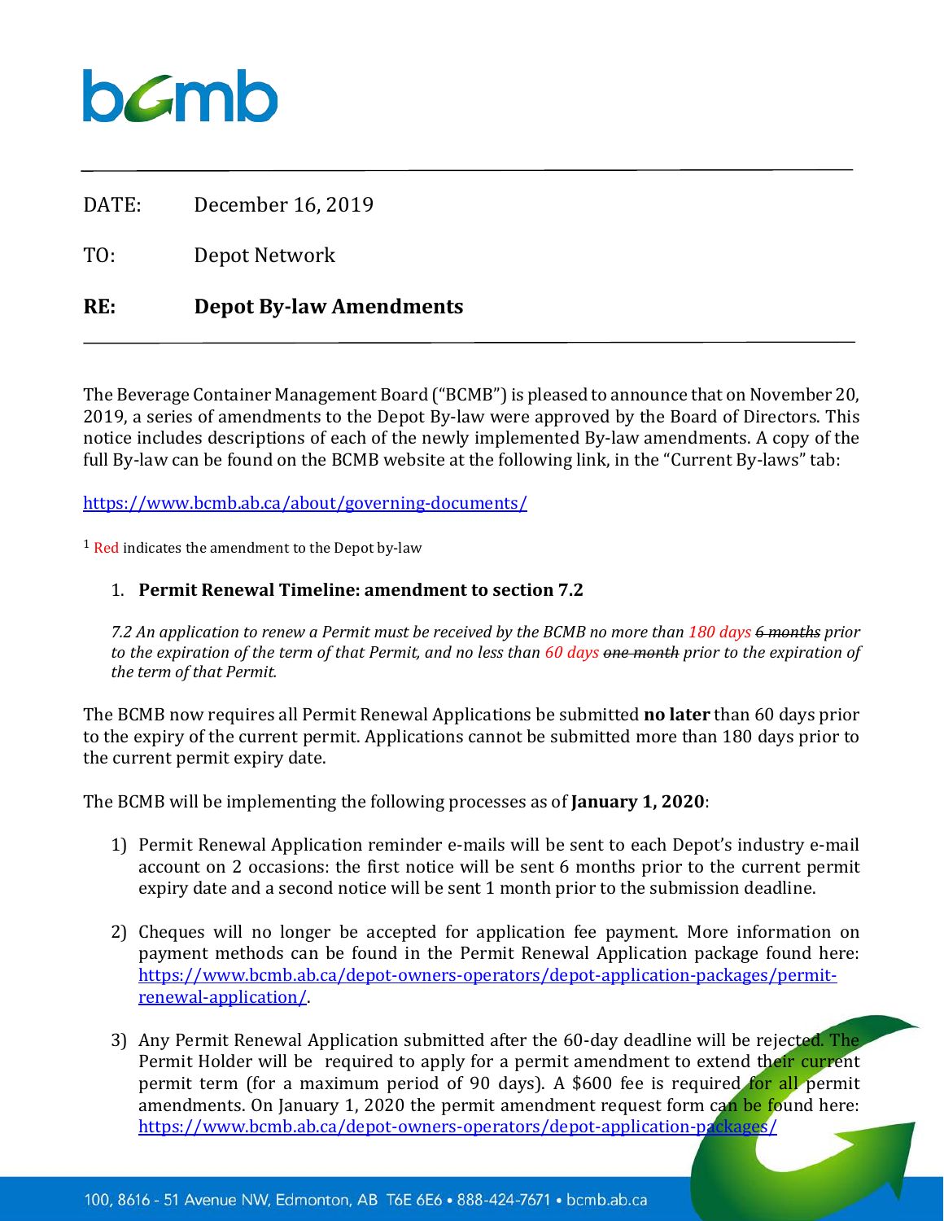DATE: December 16, 2019

TO: Depot Network

**RE: Depot By-law Amendments**

---

The Beverage Container Management Board ("BCMB") is pleased to announce that on November 20, 2019, a series of amendments to the Depot By-law were approved by the Board of Directors. This notice includes descriptions of each of the newly implemented By-law amendments. A copy of the full By-law can be found on the BCMB website at the following link, in the "Current By-laws" tab:

https://www.bcmb.ab.ca/about/governing-documents/

[1] Red indicates the amendment to the Depot by-law

1. **Permit Renewal Timeline: amendment to section 7.2**

*7.2 An application to renew a Permit must be received by the BCMB no more than 180 days ~~6 months~~ prior to the expiration of the term of that Permit, and no less than 60 days ~~one month~~ prior to the expiration of the term of that Permit.*

The BCMB now requires all Permit Renewal Applications be submitted **no later** than 60 days prior to the expiry of the current permit. Applications cannot be submitted more than 180 days prior to the current permit expiry date.

The BCMB will be implementing the following processes as of **January 1, 2020**:

1) Permit Renewal Application reminder e-mails will be sent to each Depot's industry e-mail account on 2 occasions: the first notice will be sent 6 months prior to the current permit expiry date and a second notice will be sent 1 month prior to the submission deadline.

2) Cheques will no longer be accepted for application fee payment. More information on payment methods can be found in the Permit Renewal Application package found here: https://www.bcmb.ab.ca/depot-owners-operators/depot-application-packages/permit-renewal-application/.

3) Any Permit Renewal Application submitted after the 60-day deadline will be rejected. The Permit Holder will be required to apply for a permit amendment to extend their current permit term (for a maximum period of 90 days). A $600 fee is required for all permit amendments. On January 1, 2020 the permit amendment request form can be found here: https://www.bcmb.ab.ca/depot-owners-operators/depot-application-packages/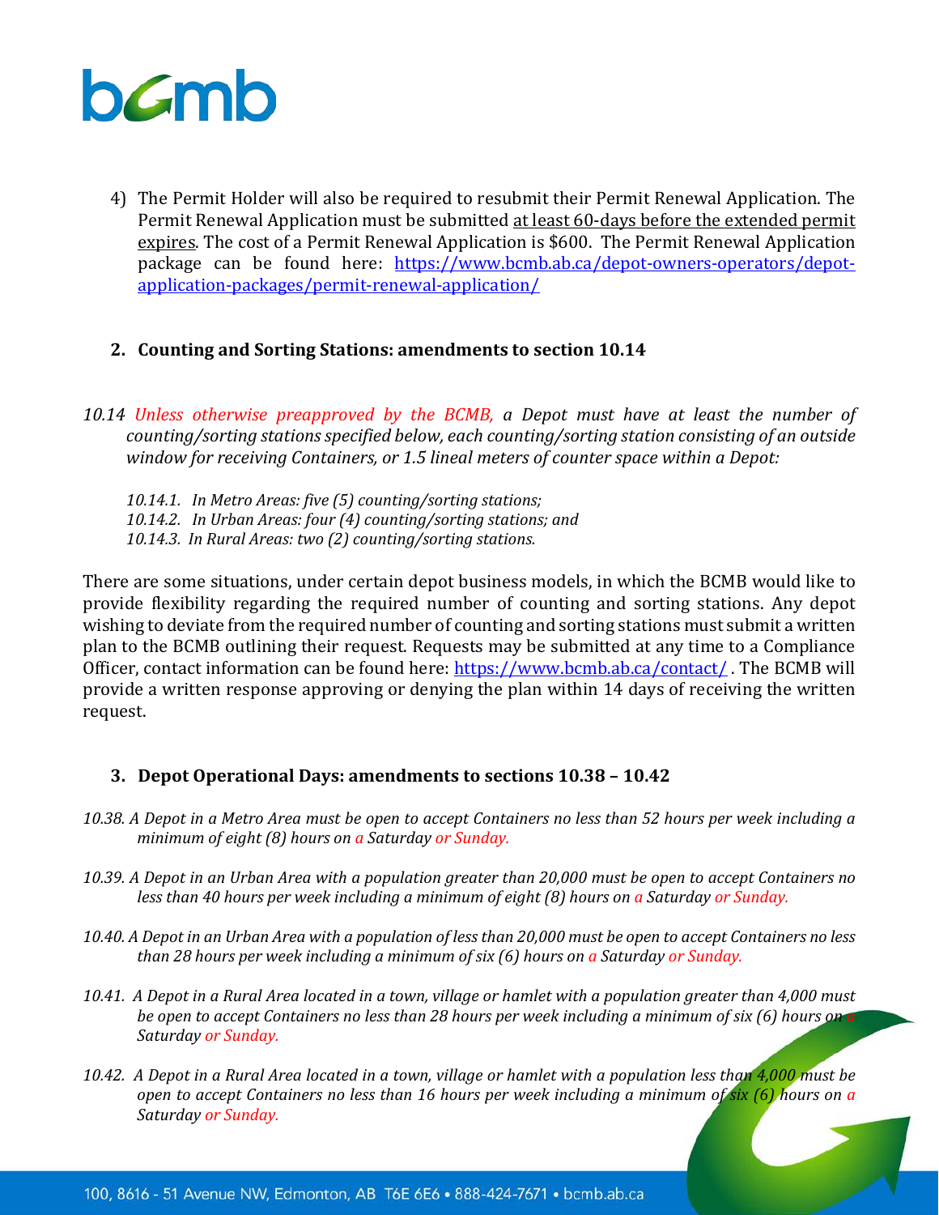4) The Permit Holder will also be required to resubmit their Permit Renewal Application. The Permit Renewal Application must be submitted <u>at least 60-days before the extended permit expires</u>. The cost of a Permit Renewal Application is $600. The Permit Renewal Application package can be found here: https://www.bcmb.ab.ca/depot-owners-operators/depot-application-packages/permit-renewal-application/

### 2. Counting and Sorting Stations: amendments to section 10.14

*10.14 Unless otherwise preapproved by the BCMB, a Depot must have at least the number of counting/sorting stations specified below, each counting/sorting station consisting of an outside window for receiving Containers, or 1.5 lineal meters of counter space within a Depot:*

*10.14.1. In Metro Areas: five (5) counting/sorting stations;*
*10.14.2. In Urban Areas: four (4) counting/sorting stations; and*
*10.14.3. In Rural Areas: two (2) counting/sorting stations.*

There are some situations, under certain depot business models, in which the BCMB would like to provide flexibility regarding the required number of counting and sorting stations. Any depot wishing to deviate from the required number of counting and sorting stations must submit a written plan to the BCMB outlining their request. Requests may be submitted at any time to a Compliance Officer, contact information can be found here: https://www.bcmb.ab.ca/contact/ . The BCMB will provide a written response approving or denying the plan within 14 days of receiving the written request.

### 3. Depot Operational Days: amendments to sections 10.38 – 10.42

*10.38. A Depot in a Metro Area must be open to accept Containers no less than 52 hours per week including a minimum of eight (8) hours on a Saturday or Sunday.*

*10.39. A Depot in an Urban Area with a population greater than 20,000 must be open to accept Containers no less than 40 hours per week including a minimum of eight (8) hours on a Saturday or Sunday.*

*10.40. A Depot in an Urban Area with a population of less than 20,000 must be open to accept Containers no less than 28 hours per week including a minimum of six (6) hours on a Saturday or Sunday.*

*10.41. A Depot in a Rural Area located in a town, village or hamlet with a population greater than 4,000 must be open to accept Containers no less than 28 hours per week including a minimum of six (6) hours on a Saturday or Sunday.*

*10.42. A Depot in a Rural Area located in a town, village or hamlet with a population less than 4,000 must be open to accept Containers no less than 16 hours per week including a minimum of six (6) hours on a Saturday or Sunday.*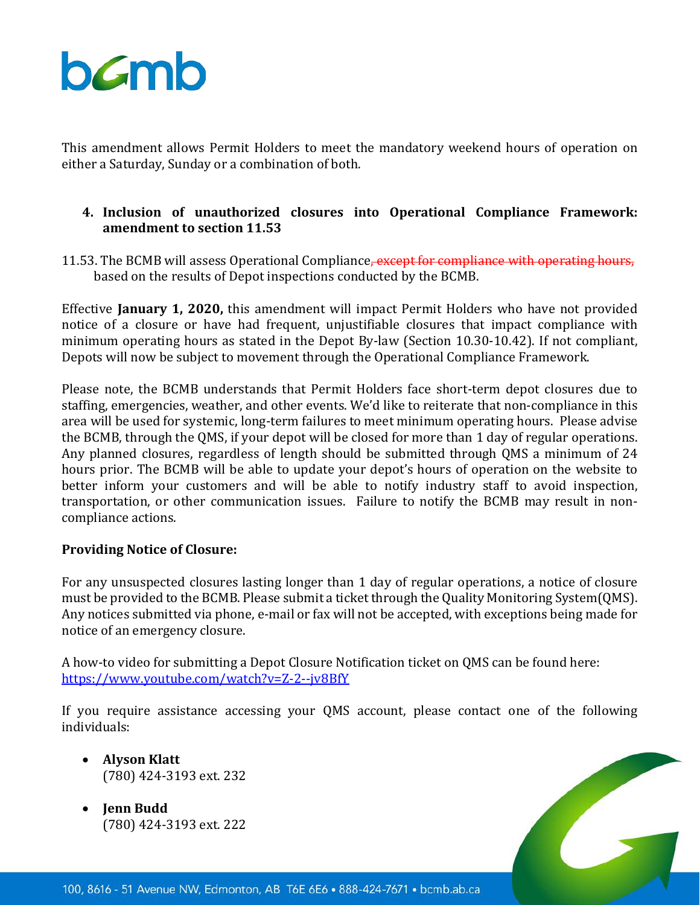This amendment allows Permit Holders to meet the mandatory weekend hours of operation on either a Saturday, Sunday or a combination of both.

4. **Inclusion of unauthorized closures into Operational Compliance Framework: amendment to section 11.53**

11.53. The BCMB will assess Operational Compliance~~, except for compliance with operating hours,~~ based on the results of Depot inspections conducted by the BCMB.

Effective **January 1, 2020,** this amendment will impact Permit Holders who have not provided notice of a closure or have had frequent, unjustifiable closures that impact compliance with minimum operating hours as stated in the Depot By-law (Section 10.30-10.42). If not compliant, Depots will now be subject to movement through the Operational Compliance Framework.

Please note, the BCMB understands that Permit Holders face short-term depot closures due to staffing, emergencies, weather, and other events. We'd like to reiterate that non-compliance in this area will be used for systemic, long-term failures to meet minimum operating hours. Please advise the BCMB, through the QMS, if your depot will be closed for more than 1 day of regular operations. Any planned closures, regardless of length should be submitted through QMS a minimum of 24 hours prior. The BCMB will be able to update your depot's hours of operation on the website to better inform your customers and will be able to notify industry staff to avoid inspection, transportation, or other communication issues. Failure to notify the BCMB may result in non-compliance actions.

**Providing Notice of Closure:**

For any unsuspected closures lasting longer than 1 day of regular operations, a notice of closure must be provided to the BCMB. Please submit a ticket through the Quality Monitoring System(QMS). Any notices submitted via phone, e-mail or fax will not be accepted, with exceptions being made for notice of an emergency closure.

A how-to video for submitting a Depot Closure Notification ticket on QMS can be found here: https://www.youtube.com/watch?v=Z-2--jv8BfY

If you require assistance accessing your QMS account, please contact one of the following individuals:

- **Alyson Klatt**
  (780) 424-3193 ext. 232
- **Jenn Budd**
  (780) 424-3193 ext. 222